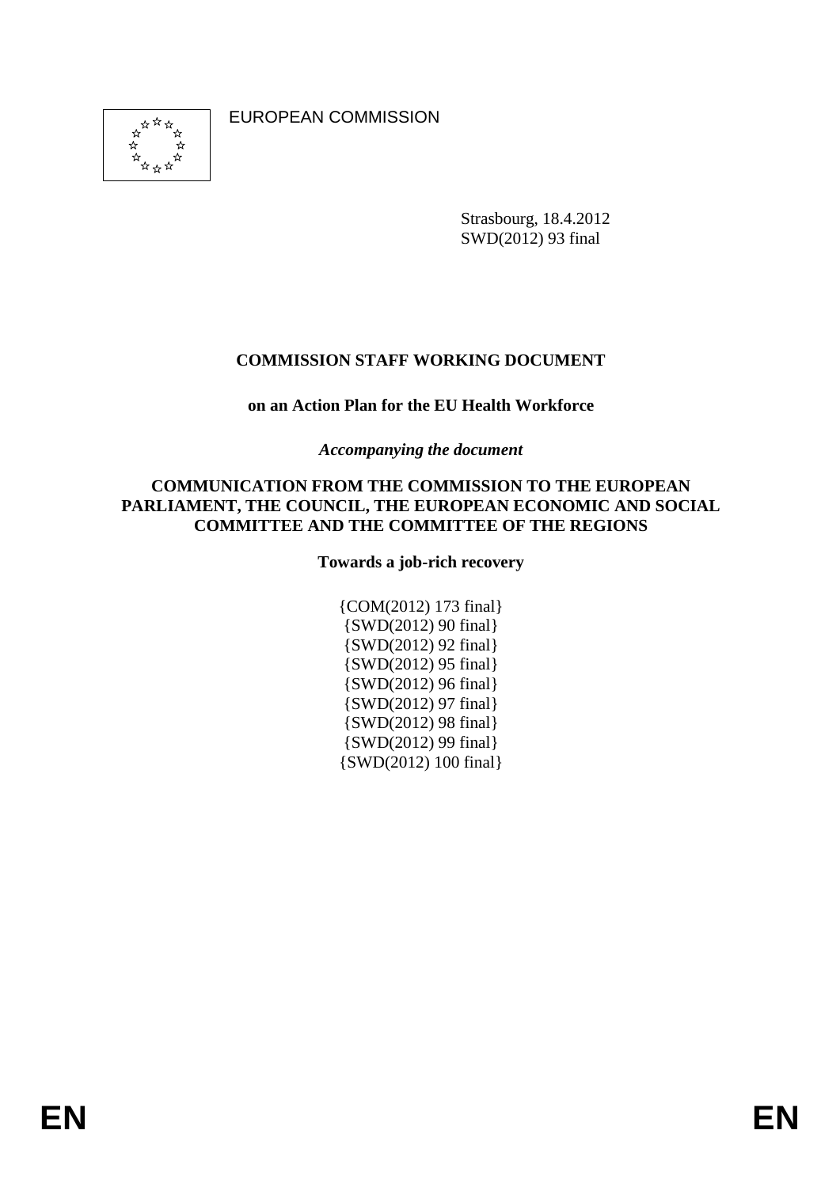EUROPEAN COMMISSION

Strasbourg, 18.4.2012
SWD(2012) 93 final

# COMMISSION STAFF WORKING DOCUMENT

**on an Action Plan for the EU Health Workforce**

***Accompanying the document***

**COMMUNICATION FROM THE COMMISSION TO THE EUROPEAN PARLIAMENT, THE COUNCIL, THE EUROPEAN ECONOMIC AND SOCIAL COMMITTEE AND THE COMMITTEE OF THE REGIONS**

**Towards a job-rich recovery**

{COM(2012) 173 final}
{SWD(2012) 90 final}
{SWD(2012) 92 final}
{SWD(2012) 95 final}
{SWD(2012) 96 final}
{SWD(2012) 97 final}
{SWD(2012) 98 final}
{SWD(2012) 99 final}
{SWD(2012) 100 final}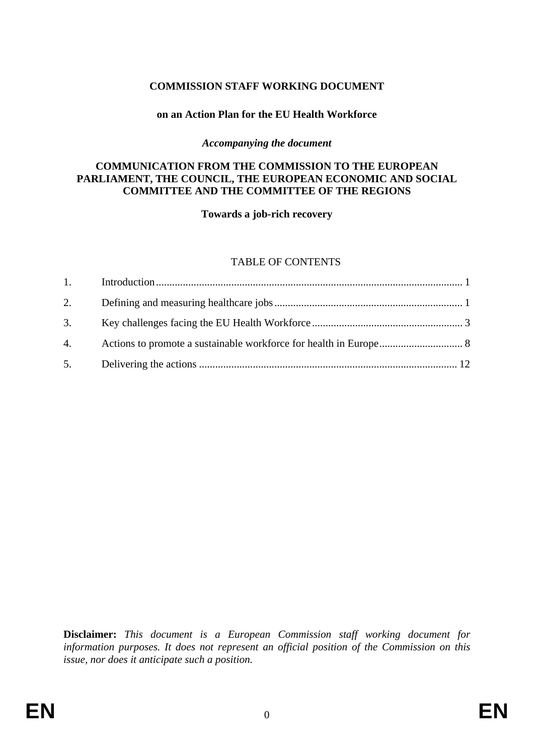**COMMISSION STAFF WORKING DOCUMENT**

**on an Action Plan for the EU Health Workforce**

***Accompanying the document***

**COMMUNICATION FROM THE COMMISSION TO THE EUROPEAN PARLIAMENT, THE COUNCIL, THE EUROPEAN ECONOMIC AND SOCIAL COMMITTEE AND THE COMMITTEE OF THE REGIONS**

**Towards a job-rich recovery**

TABLE OF CONTENTS

1. Introduction ........ 1
2. Defining and measuring healthcare jobs ........ 1
3. Key challenges facing the EU Health Workforce ........ 3
4. Actions to promote a sustainable workforce for health in Europe ........ 8
5. Delivering the actions ........ 12

**Disclaimer:** *This document is a European Commission staff working document for information purposes. It does not represent an official position of the Commission on this issue, nor does it anticipate such a position.*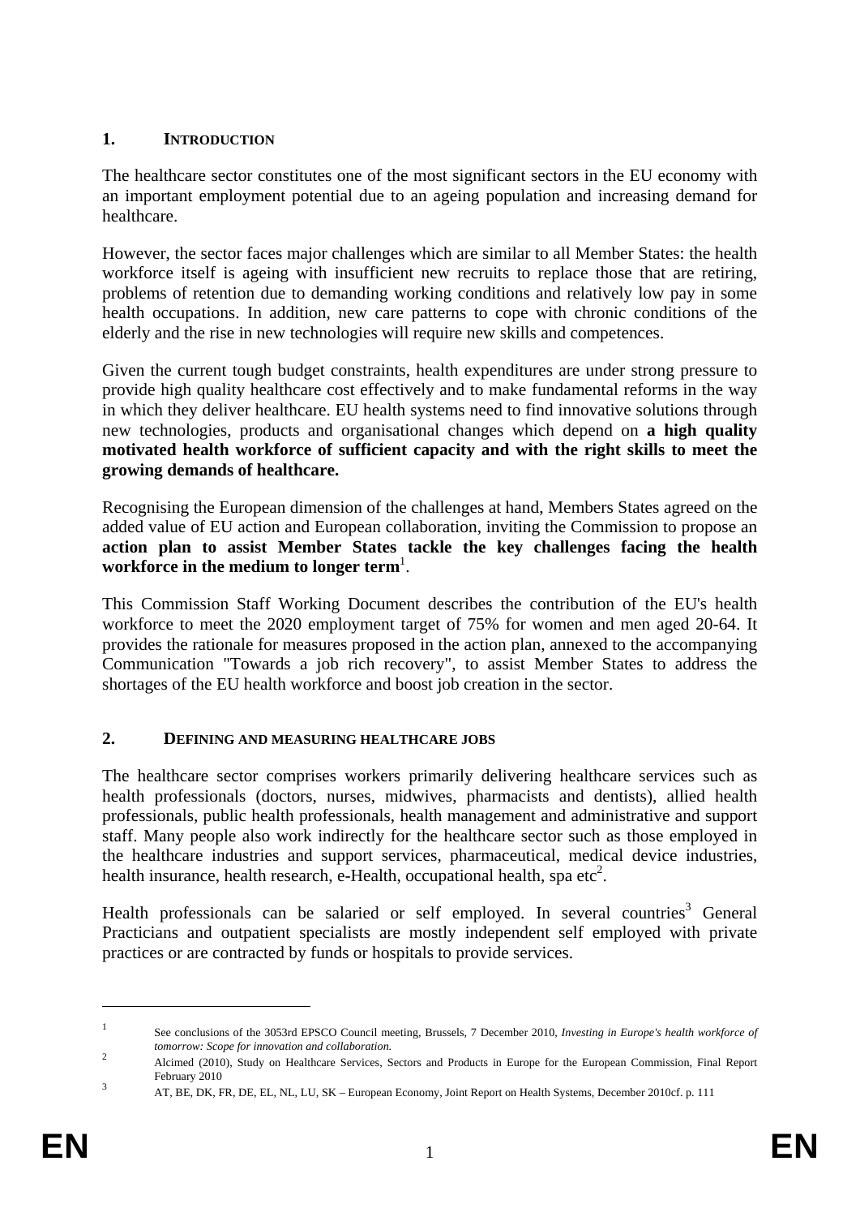## 1. INTRODUCTION

The healthcare sector constitutes one of the most significant sectors in the EU economy with an important employment potential due to an ageing population and increasing demand for healthcare.

However, the sector faces major challenges which are similar to all Member States: the health workforce itself is ageing with insufficient new recruits to replace those that are retiring, problems of retention due to demanding working conditions and relatively low pay in some health occupations. In addition, new care patterns to cope with chronic conditions of the elderly and the rise in new technologies will require new skills and competences.

Given the current tough budget constraints, health expenditures are under strong pressure to provide high quality healthcare cost effectively and to make fundamental reforms in the way in which they deliver healthcare. EU health systems need to find innovative solutions through new technologies, products and organisational changes which depend on **a high quality motivated health workforce of sufficient capacity and with the right skills to meet the growing demands of healthcare.**

Recognising the European dimension of the challenges at hand, Members States agreed on the added value of EU action and European collaboration, inviting the Commission to propose an **action plan to assist Member States tackle the key challenges facing the health workforce in the medium to longer term**[1].

This Commission Staff Working Document describes the contribution of the EU's health workforce to meet the 2020 employment target of 75% for women and men aged 20-64. It provides the rationale for measures proposed in the action plan, annexed to the accompanying Communication "Towards a job rich recovery", to assist Member States to address the shortages of the EU health workforce and boost job creation in the sector.

## 2. DEFINING AND MEASURING HEALTHCARE JOBS

The healthcare sector comprises workers primarily delivering healthcare services such as health professionals (doctors, nurses, midwives, pharmacists and dentists), allied health professionals, public health professionals, health management and administrative and support staff. Many people also work indirectly for the healthcare sector such as those employed in the healthcare industries and support services, pharmaceutical, medical device industries, health insurance, health research, e-Health, occupational health, spa etc[2].

Health professionals can be salaried or self employed. In several countries[3] General Practicians and outpatient specialists are mostly independent self employed with private practices or are contracted by funds or hospitals to provide services.

---

[1] See conclusions of the 3053rd EPSCO Council meeting, Brussels, 7 December 2010, *Investing in Europe's health workforce of tomorrow: Scope for innovation and collaboration.*

[2] Alcimed (2010), Study on Healthcare Services, Sectors and Products in Europe for the European Commission, Final Report February 2010

[3] AT, BE, DK, FR, DE, EL, NL, LU, SK – European Economy, Joint Report on Health Systems, December 2010cf. p. 111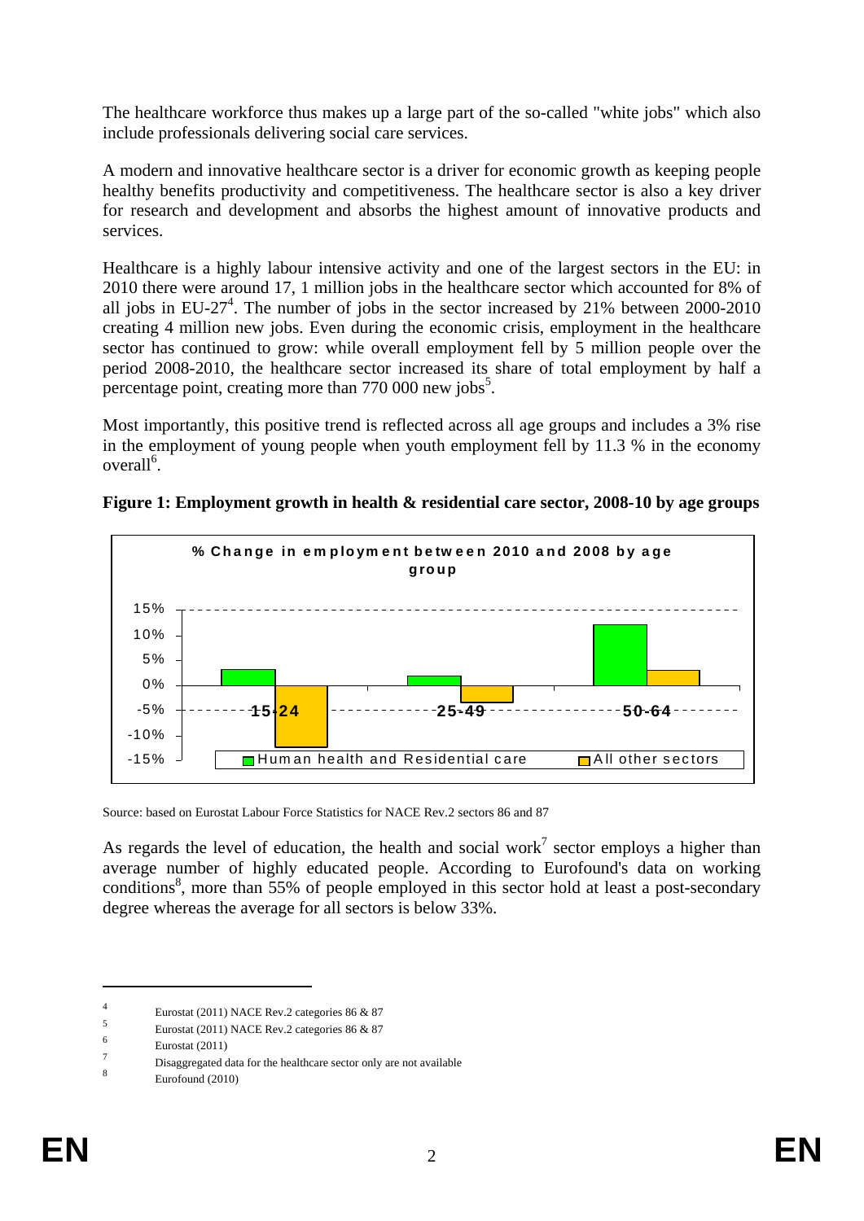The healthcare workforce thus makes up a large part of the so-called "white jobs" which also include professionals delivering social care services.

A modern and innovative healthcare sector is a driver for economic growth as keeping people healthy benefits productivity and competitiveness. The healthcare sector is also a key driver for research and development and absorbs the highest amount of innovative products and services.

Healthcare is a highly labour intensive activity and one of the largest sectors in the EU: in 2010 there were around 17, 1 million jobs in the healthcare sector which accounted for 8% of all jobs in EU-27[4]. The number of jobs in the sector increased by 21% between 2000-2010 creating 4 million new jobs. Even during the economic crisis, employment in the healthcare sector has continued to grow: while overall employment fell by 5 million people over the period 2008-2010, the healthcare sector increased its share of total employment by half a percentage point, creating more than 770 000 new jobs[5].

Most importantly, this positive trend is reflected across all age groups and includes a 3% rise in the employment of young people when youth employment fell by 11.3 % in the economy overall[6].

**Figure 1: Employment growth in health & residential care sector, 2008-10 by age groups**

% Change in employment between 2010 and 2008 by age group

| Age group | Human health and Residential care | All other sectors |
|---|---|---|
| 15-24 | ~3% | ~-12% |
| 25-49 | ~2% | ~-3% |
| 50-64 | ~12% | ~3% |

Source: based on Eurostat Labour Force Statistics for NACE Rev.2 sectors 86 and 87

As regards the level of education, the health and social work[7] sector employs a higher than average number of highly educated people. According to Eurofound's data on working conditions[8], more than 55% of people employed in this sector hold at least a post-secondary degree whereas the average for all sectors is below 33%.

---

[4] Eurostat (2011) NACE Rev.2 categories 86 & 87

[5] Eurostat (2011) NACE Rev.2 categories 86 & 87

[6] Eurostat (2011)

[7] Disaggregated data for the healthcare sector only are not available

[8] Eurofound (2010)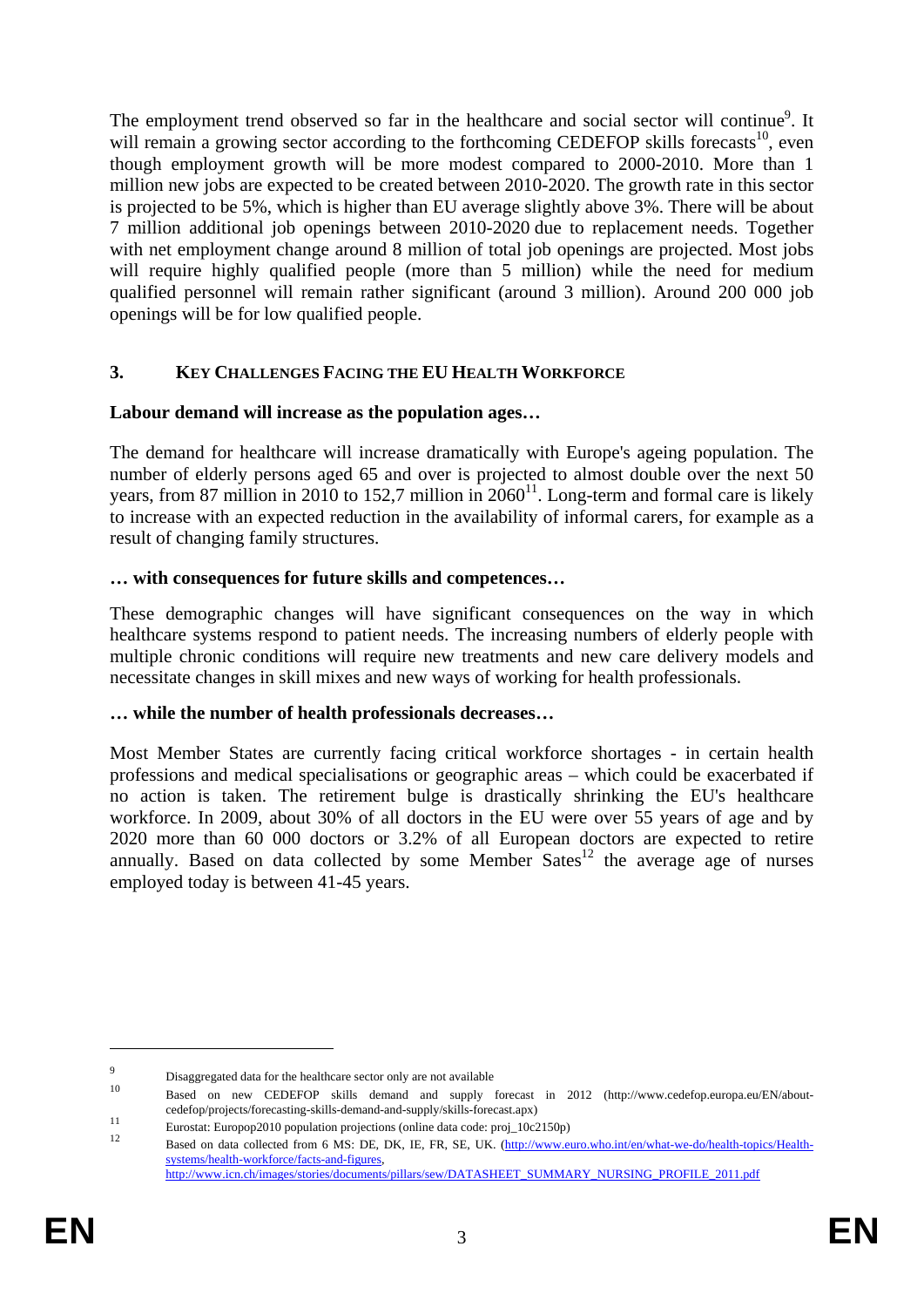The employment trend observed so far in the healthcare and social sector will continue[9]. It will remain a growing sector according to the forthcoming CEDEFOP skills forecasts[10], even though employment growth will be more modest compared to 2000-2010. More than 1 million new jobs are expected to be created between 2010-2020. The growth rate in this sector is projected to be 5%, which is higher than EU average slightly above 3%. There will be about 7 million additional job openings between 2010-2020 due to replacement needs. Together with net employment change around 8 million of total job openings are projected. Most jobs will require highly qualified people (more than 5 million) while the need for medium qualified personnel will remain rather significant (around 3 million). Around 200 000 job openings will be for low qualified people.

## 3. KEY CHALLENGES FACING THE EU HEALTH WORKFORCE

**Labour demand will increase as the population ages…**

The demand for healthcare will increase dramatically with Europe's ageing population. The number of elderly persons aged 65 and over is projected to almost double over the next 50 years, from 87 million in 2010 to 152,7 million in 2060[11]. Long-term and formal care is likely to increase with an expected reduction in the availability of informal carers, for example as a result of changing family structures.

**… with consequences for future skills and competences…**

These demographic changes will have significant consequences on the way in which healthcare systems respond to patient needs. The increasing numbers of elderly people with multiple chronic conditions will require new treatments and new care delivery models and necessitate changes in skill mixes and new ways of working for health professionals.

**… while the number of health professionals decreases…**

Most Member States are currently facing critical workforce shortages - in certain health professions and medical specialisations or geographic areas – which could be exacerbated if no action is taken. The retirement bulge is drastically shrinking the EU's healthcare workforce. In 2009, about 30% of all doctors in the EU were over 55 years of age and by 2020 more than 60 000 doctors or 3.2% of all European doctors are expected to retire annually. Based on data collected by some Member Sates[12] the average age of nurses employed today is between 41-45 years.

---

[9] Disaggregated data for the healthcare sector only are not available

[10] Based on new CEDEFOP skills demand and supply forecast in 2012 (http://www.cedefop.europa.eu/EN/about-cedefop/projects/forecasting-skills-demand-and-supply/skills-forecast.apx)

[11] Eurostat: Europop2010 population projections (online data code: proj_10c2150p)

[12] Based on data collected from 6 MS: DE, DK, IE, FR, SE, UK. (http://www.euro.who.int/en/what-we-do/health-topics/Health-systems/health-workforce/facts-and-figures, http://www.icn.ch/images/stories/documents/pillars/sew/DATASHEET_SUMMARY_NURSING_PROFILE_2011.pdf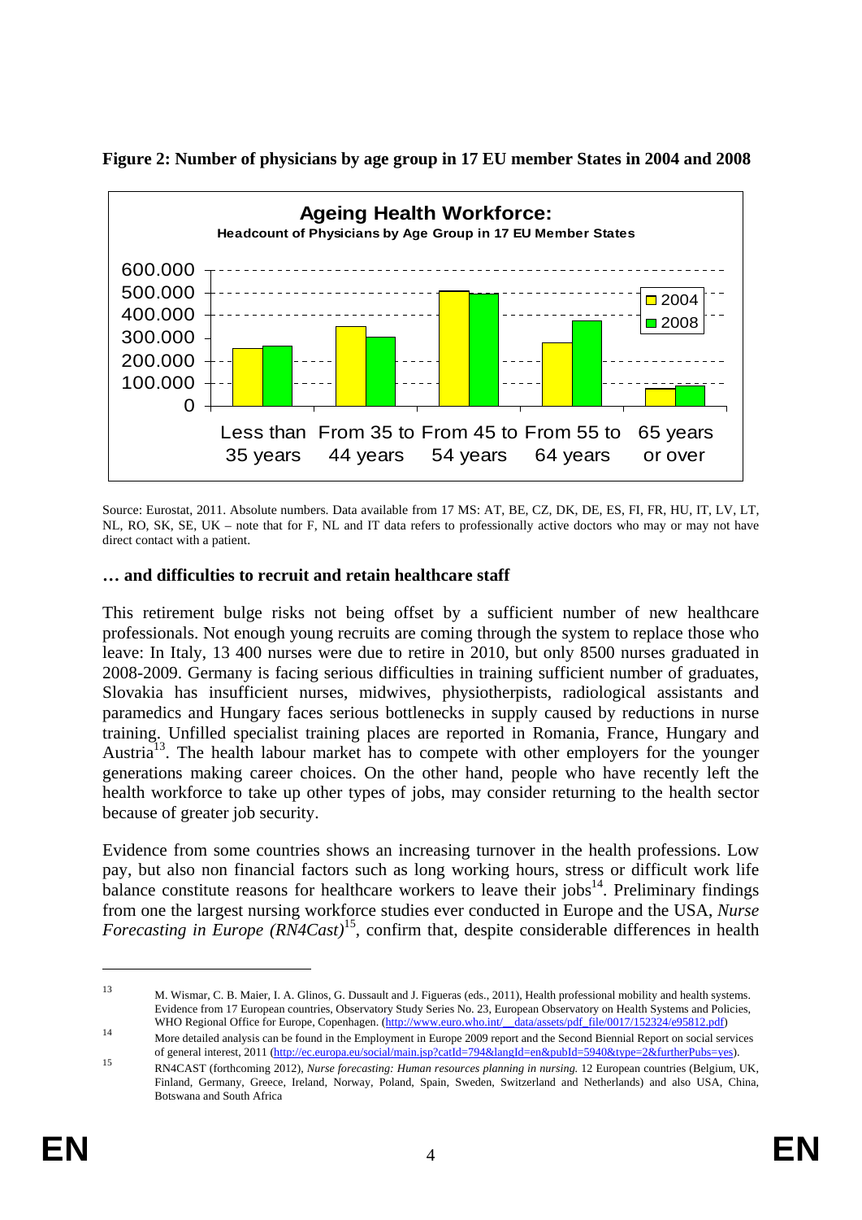**Figure 2: Number of physicians by age group in 17 EU member States in 2004 and 2008**

**Ageing Health Workforce:**
**Headcount of Physicians by Age Group in 17 EU Member States**

Source: Eurostat, 2011. Absolute numbers. Data available from 17 MS: AT, BE, CZ, DK, DE, ES, FI, FR, HU, IT, LV, LT, NL, RO, SK, SE, UK – note that for F, NL and IT data refers to professionally active doctors who may or may not have direct contact with a patient.

**… and difficulties to recruit and retain healthcare staff**

This retirement bulge risks not being offset by a sufficient number of new healthcare professionals. Not enough young recruits are coming through the system to replace those who leave: In Italy, 13 400 nurses were due to retire in 2010, but only 8500 nurses graduated in 2008-2009. Germany is facing serious difficulties in training sufficient number of graduates, Slovakia has insufficient nurses, midwives, physiotherpists, radiological assistants and paramedics and Hungary faces serious bottlenecks in supply caused by reductions in nurse training. Unfilled specialist training places are reported in Romania, France, Hungary and Austria[13]. The health labour market has to compete with other employers for the younger generations making career choices. On the other hand, people who have recently left the health workforce to take up other types of jobs, may consider returning to the health sector because of greater job security.

Evidence from some countries shows an increasing turnover in the health professions. Low pay, but also non financial factors such as long working hours, stress or difficult work life balance constitute reasons for healthcare workers to leave their jobs[14]. Preliminary findings from one the largest nursing workforce studies ever conducted in Europe and the USA, *Nurse Forecasting in Europe (RN4Cast)*[15], confirm that, despite considerable differences in health

---

[13] M. Wismar, C. B. Maier, I. A. Glinos, G. Dussault and J. Figueras (eds., 2011), Health professional mobility and health systems. Evidence from 17 European countries, Observatory Study Series No. 23, European Observatory on Health Systems and Policies, WHO Regional Office for Europe, Copenhagen. (http://www.euro.who.int/__data/assets/pdf_file/0017/152324/e95812.pdf)

[14] More detailed analysis can be found in the Employment in Europe 2009 report and the Second Biennial Report on social services of general interest, 2011 (http://ec.europa.eu/social/main.jsp?catId=794&langId=en&pubId=5940&type=2&furtherPubs=yes).

[15] RN4CAST (forthcoming 2012), *Nurse forecasting: Human resources planning in nursing.* 12 European countries (Belgium, UK, Finland, Germany, Greece, Ireland, Norway, Poland, Spain, Sweden, Switzerland and Netherlands) and also USA, China, Botswana and South Africa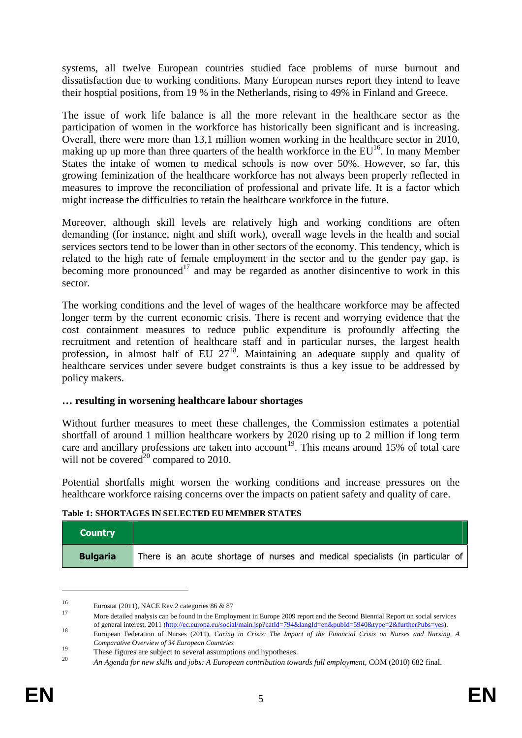systems, all twelve European countries studied face problems of nurse burnout and dissatisfaction due to working conditions. Many European nurses report they intend to leave their hosptial positions, from 19 % in the Netherlands, rising to 49% in Finland and Greece.

The issue of work life balance is all the more relevant in the healthcare sector as the participation of women in the workforce has historically been significant and is increasing. Overall, there were more than 13,1 million women working in the healthcare sector in 2010, making up up more than three quarters of the health workforce in the EU[16]. In many Member States the intake of women to medical schools is now over 50%. However, so far, this growing feminization of the healthcare workforce has not always been properly reflected in measures to improve the reconciliation of professional and private life. It is a factor which might increase the difficulties to retain the healthcare workforce in the future.

Moreover, although skill levels are relatively high and working conditions are often demanding (for instance, night and shift work), overall wage levels in the health and social services sectors tend to be lower than in other sectors of the economy. This tendency, which is related to the high rate of female employment in the sector and to the gender pay gap, is becoming more pronounced[17] and may be regarded as another disincentive to work in this sector.

The working conditions and the level of wages of the healthcare workforce may be affected longer term by the current economic crisis. There is recent and worrying evidence that the cost containment measures to reduce public expenditure is profoundly affecting the recruitment and retention of healthcare staff and in particular nurses, the largest health profession, in almost half of EU 27[18]. Maintaining an adequate supply and quality of healthcare services under severe budget constraints is thus a key issue to be addressed by policy makers.

**… resulting in worsening healthcare labour shortages**

Without further measures to meet these challenges, the Commission estimates a potential shortfall of around 1 million healthcare workers by 2020 rising up to 2 million if long term care and ancillary professions are taken into account[19]. This means around 15% of total care will not be covered[20] compared to 2010.

Potential shortfalls might worsen the working conditions and increase pressures on the healthcare workforce raising concerns over the impacts on patient safety and quality of care.

**Table 1: SHORTAGES IN SELECTED EU MEMBER STATES**

| Country | |
|---|---|
| **Bulgaria** | There is an acute shortage of nurses and medical specialists (in particular of |

---

[16] Eurostat (2011), NACE Rev.2 categories 86 & 87

[17] More detailed analysis can be found in the Employment in Europe 2009 report and the Second Biennial Report on social services of general interest, 2011 (http://ec.europa.eu/social/main.jsp?catId=794&langId=en&pubId=5940&type=2&furtherPubs=yes).

[18] European Federation of Nurses (2011), *Caring in Crisis: The Impact of the Financial Crisis on Nurses and Nursing, A Comparative Overview of 34 European Countries*

[19] These figures are subject to several assumptions and hypotheses.

[20] *An Agenda for new skills and jobs: A European contribution towards full employment*, COM (2010) 682 final.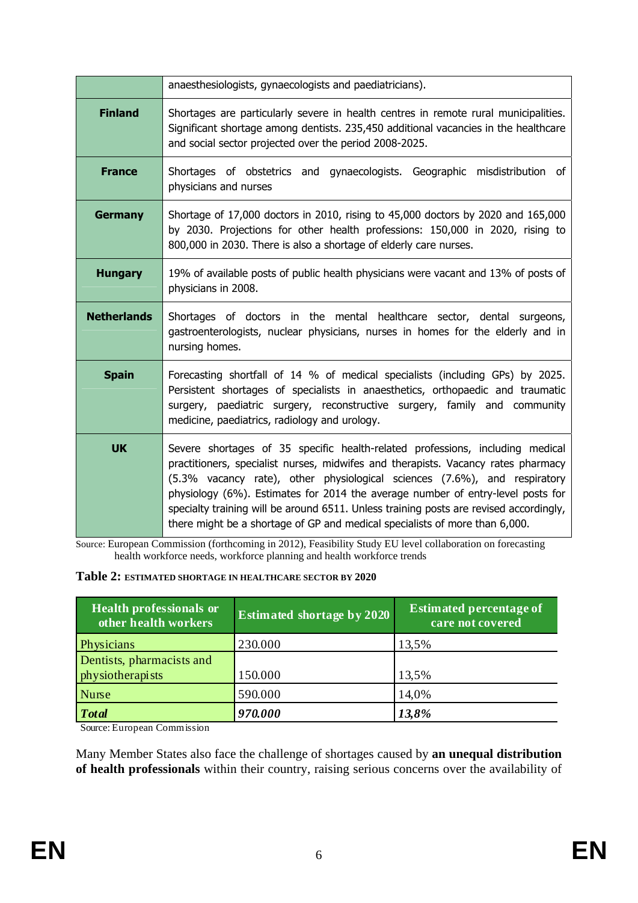| | |
|---|---|
| | anaesthesiologists, gynaecologists and paediatricians). |
| **Finland** | Shortages are particularly severe in health centres in remote rural municipalities. Significant shortage among dentists. 235,450 additional vacancies in the healthcare and social sector projected over the period 2008-2025. |
| **France** | Shortages of obstetrics and gynaecologists. Geographic misdistribution of physicians and nurses |
| **Germany** | Shortage of 17,000 doctors in 2010, rising to 45,000 doctors by 2020 and 165,000 by 2030. Projections for other health professions: 150,000 in 2020, rising to 800,000 in 2030. There is also a shortage of elderly care nurses. |
| **Hungary** | 19% of available posts of public health physicians were vacant and 13% of posts of physicians in 2008. |
| **Netherlands** | Shortages of doctors in the mental healthcare sector, dental surgeons, gastroenterologists, nuclear physicians, nurses in homes for the elderly and in nursing homes. |
| **Spain** | Forecasting shortfall of 14 % of medical specialists (including GPs) by 2025. Persistent shortages of specialists in anaesthetics, orthopaedic and traumatic surgery, paediatric surgery, reconstructive surgery, family and community medicine, paediatrics, radiology and urology. |
| **UK** | Severe shortages of 35 specific health-related professions, including medical practitioners, specialist nurses, midwifes and therapists. Vacancy rates pharmacy (5.3% vacancy rate), other physiological sciences (7.6%), and respiratory physiology (6%). Estimates for 2014 the average number of entry-level posts for specialty training will be around 6511. Unless training posts are revised accordingly, there might be a shortage of GP and medical specialists of more than 6,000. |

Source: European Commission (forthcoming in 2012), Feasibility Study EU level collaboration on forecasting health workforce needs, workforce planning and health workforce trends

**Table 2: ESTIMATED SHORTAGE IN HEALTHCARE SECTOR BY 2020**

| Health professionals or other health workers | Estimated shortage by 2020 | Estimated percentage of care not covered |
|---|---|---|
| Physicians | 230.000 | 13,5% |
| Dentists, pharmacists and physiotherapists | 150.000 | 13,5% |
| Nurse | 590.000 | 14,0% |
| ***Total*** | ***970.000*** | ***13,8%*** |

Source: European Commission

Many Member States also face the challenge of shortages caused by **an unequal distribution of health professionals** within their country, raising serious concerns over the availability of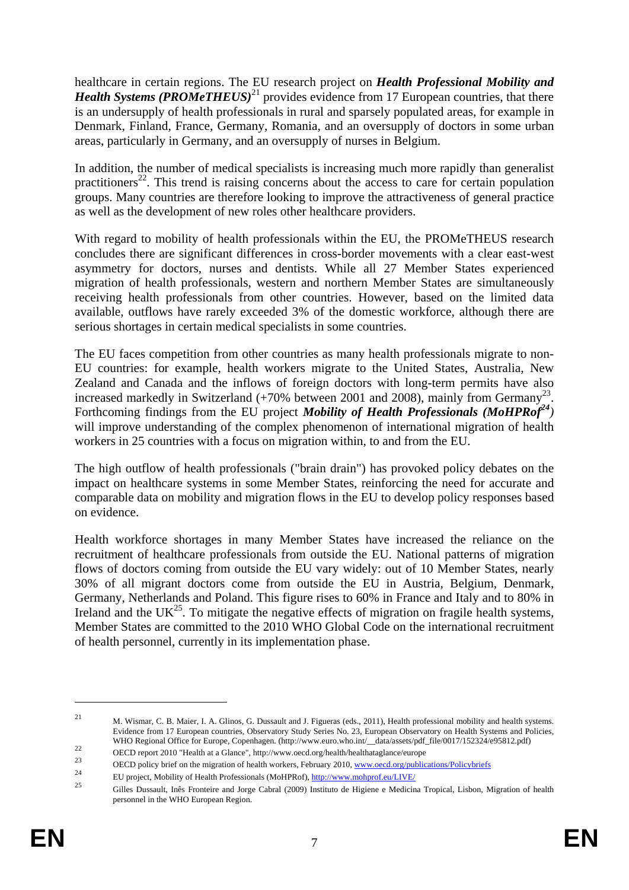healthcare in certain regions. The EU research project on ***Health Professional Mobility and Health Systems (PROMeTHEUS)***[21] provides evidence from 17 European countries, that there is an undersupply of health professionals in rural and sparsely populated areas, for example in Denmark, Finland, France, Germany, Romania, and an oversupply of doctors in some urban areas, particularly in Germany, and an oversupply of nurses in Belgium.

In addition, the number of medical specialists is increasing much more rapidly than generalist practitioners[22]. This trend is raising concerns about the access to care for certain population groups. Many countries are therefore looking to improve the attractiveness of general practice as well as the development of new roles other healthcare providers.

With regard to mobility of health professionals within the EU, the PROMeTHEUS research concludes there are significant differences in cross-border movements with a clear east-west asymmetry for doctors, nurses and dentists. While all 27 Member States experienced migration of health professionals, western and northern Member States are simultaneously receiving health professionals from other countries. However, based on the limited data available, outflows have rarely exceeded 3% of the domestic workforce, although there are serious shortages in certain medical specialists in some countries.

The EU faces competition from other countries as many health professionals migrate to non-EU countries: for example, health workers migrate to the United States, Australia, New Zealand and Canada and the inflows of foreign doctors with long-term permits have also increased markedly in Switzerland (+70% between 2001 and 2008), mainly from Germany[23]. Forthcoming findings from the EU project ***Mobility of Health Professionals (MoHPRof***[24]***)*** will improve understanding of the complex phenomenon of international migration of health workers in 25 countries with a focus on migration within, to and from the EU.

The high outflow of health professionals ("brain drain") has provoked policy debates on the impact on healthcare systems in some Member States, reinforcing the need for accurate and comparable data on mobility and migration flows in the EU to develop policy responses based on evidence.

Health workforce shortages in many Member States have increased the reliance on the recruitment of healthcare professionals from outside the EU. National patterns of migration flows of doctors coming from outside the EU vary widely: out of 10 Member States, nearly 30% of all migrant doctors come from outside the EU in Austria, Belgium, Denmark, Germany, Netherlands and Poland. This figure rises to 60% in France and Italy and to 80% in Ireland and the UK[25]. To mitigate the negative effects of migration on fragile health systems, Member States are committed to the 2010 WHO Global Code on the international recruitment of health personnel, currently in its implementation phase.

---

[21] M. Wismar, C. B. Maier, I. A. Glinos, G. Dussault and J. Figueras (eds., 2011), Health professional mobility and health systems. Evidence from 17 European countries, Observatory Study Series No. 23, European Observatory on Health Systems and Policies, WHO Regional Office for Europe, Copenhagen. (http://www.euro.who.int/__data/assets/pdf_file/0017/152324/e95812.pdf)

[22] OECD report 2010 "Health at a Glance", http://www.oecd.org/health/healthataglance/europe

[23] OECD policy brief on the migration of health workers, February 2010, www.oecd.org/publications/Policybriefs

[24] EU project, Mobility of Health Professionals (MoHPRof), http://www.mohprof.eu/LIVE/

[25] Gilles Dussault, Inês Fronteire and Jorge Cabral (2009) Instituto de Higiene e Medicina Tropical, Lisbon, Migration of health personnel in the WHO European Region.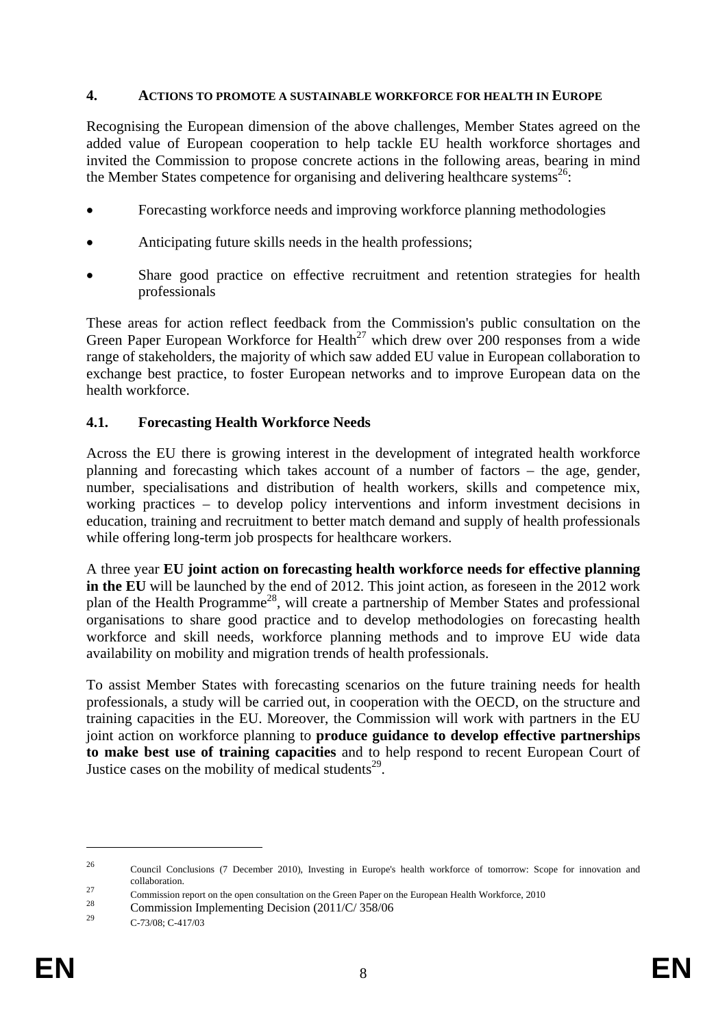## 4. ACTIONS TO PROMOTE A SUSTAINABLE WORKFORCE FOR HEALTH IN EUROPE

Recognising the European dimension of the above challenges, Member States agreed on the added value of European cooperation to help tackle EU health workforce shortages and invited the Commission to propose concrete actions in the following areas, bearing in mind the Member States competence for organising and delivering healthcare systems[26]:

- Forecasting workforce needs and improving workforce planning methodologies
- Anticipating future skills needs in the health professions;
- Share good practice on effective recruitment and retention strategies for health professionals

These areas for action reflect feedback from the Commission's public consultation on the Green Paper European Workforce for Health[27] which drew over 200 responses from a wide range of stakeholders, the majority of which saw added EU value in European collaboration to exchange best practice, to foster European networks and to improve European data on the health workforce.

### 4.1. Forecasting Health Workforce Needs

Across the EU there is growing interest in the development of integrated health workforce planning and forecasting which takes account of a number of factors – the age, gender, number, specialisations and distribution of health workers, skills and competence mix, working practices – to develop policy interventions and inform investment decisions in education, training and recruitment to better match demand and supply of health professionals while offering long-term job prospects for healthcare workers.

A three year **EU joint action on forecasting health workforce needs for effective planning in the EU** will be launched by the end of 2012. This joint action, as foreseen in the 2012 work plan of the Health Programme[28], will create a partnership of Member States and professional organisations to share good practice and to develop methodologies on forecasting health workforce and skill needs, workforce planning methods and to improve EU wide data availability on mobility and migration trends of health professionals.

To assist Member States with forecasting scenarios on the future training needs for health professionals, a study will be carried out, in cooperation with the OECD, on the structure and training capacities in the EU. Moreover, the Commission will work with partners in the EU joint action on workforce planning to **produce guidance to develop effective partnerships to make best use of training capacities** and to help respond to recent European Court of Justice cases on the mobility of medical students[29].

---

[26] Council Conclusions (7 December 2010), Investing in Europe's health workforce of tomorrow: Scope for innovation and collaboration.

[27] Commission report on the open consultation on the Green Paper on the European Health Workforce, 2010

[28] Commission Implementing Decision (2011/C/ 358/06

[29] C-73/08; C-417/03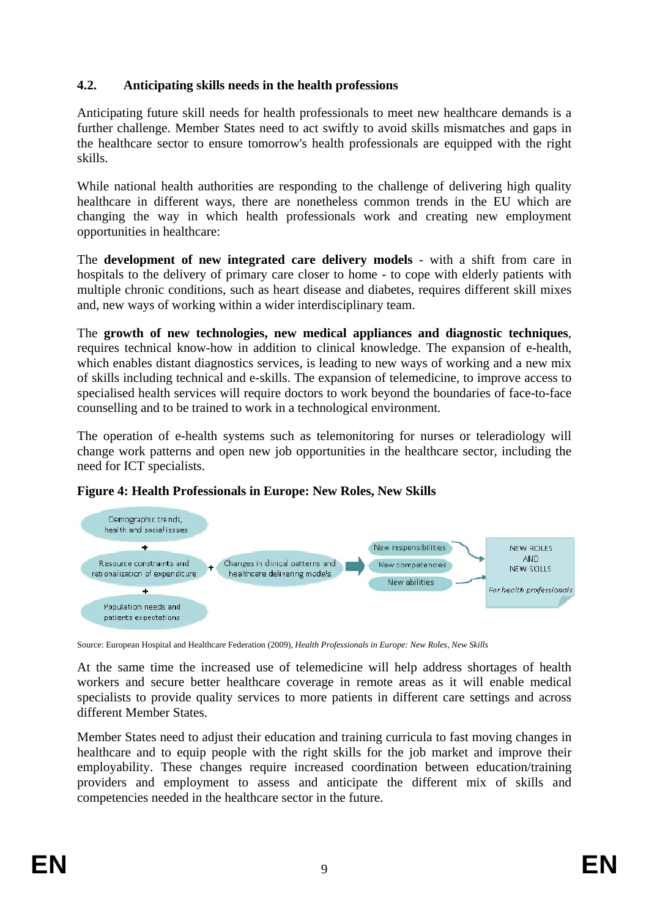## 4.2. Anticipating skills needs in the health professions

Anticipating future skill needs for health professionals to meet new healthcare demands is a further challenge. Member States need to act swiftly to avoid skills mismatches and gaps in the healthcare sector to ensure tomorrow's health professionals are equipped with the right skills.

While national health authorities are responding to the challenge of delivering high quality healthcare in different ways, there are nonetheless common trends in the EU which are changing the way in which health professionals work and creating new employment opportunities in healthcare:

The **development of new integrated care delivery models** - with a shift from care in hospitals to the delivery of primary care closer to home - to cope with elderly patients with multiple chronic conditions, such as heart disease and diabetes, requires different skill mixes and, new ways of working within a wider interdisciplinary team.

The **growth of new technologies, new medical appliances and diagnostic techniques**, requires technical know-how in addition to clinical knowledge. The expansion of e-health, which enables distant diagnostics services, is leading to new ways of working and a new mix of skills including technical and e-skills. The expansion of telemedicine, to improve access to specialised health services will require doctors to work beyond the boundaries of face-to-face counselling and to be trained to work in a technological environment.

The operation of e-health systems such as telemonitoring for nurses or teleradiology will change work patterns and open new job opportunities in the healthcare sector, including the need for ICT specialists.

**Figure 4: Health Professionals in Europe: New Roles, New Skills**

Demographic trends, health and social issues
+
Resource constraints and rationalization of expenditure
+
Population needs and patients expectations

+ Changes in clinical patterns and healthcare delivering models → New responsibilities / New competencies / New abilities → NEW ROLES AND NEW SKILLS *For health professionals*

Source: European Hospital and Healthcare Federation (2009), *Health Professionals in Europe: New Roles, New Skills*

At the same time the increased use of telemedicine will help address shortages of health workers and secure better healthcare coverage in remote areas as it will enable medical specialists to provide quality services to more patients in different care settings and across different Member States.

Member States need to adjust their education and training curricula to fast moving changes in healthcare and to equip people with the right skills for the job market and improve their employability. These changes require increased coordination between education/training providers and employment to assess and anticipate the different mix of skills and competencies needed in the healthcare sector in the future.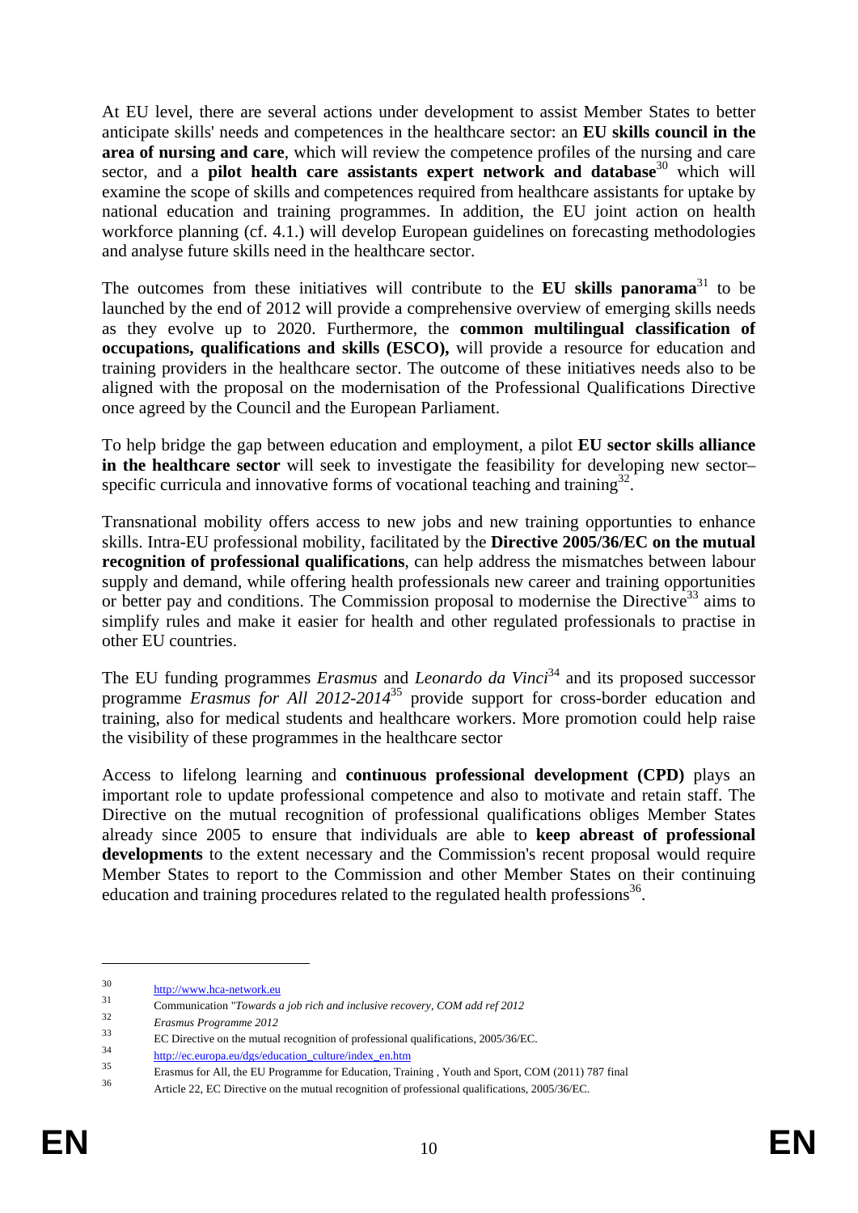At EU level, there are several actions under development to assist Member States to better anticipate skills' needs and competences in the healthcare sector: an **EU skills council in the area of nursing and care**, which will review the competence profiles of the nursing and care sector, and a **pilot health care assistants expert network and database**[30] which will examine the scope of skills and competences required from healthcare assistants for uptake by national education and training programmes. In addition, the EU joint action on health workforce planning (cf. 4.1.) will develop European guidelines on forecasting methodologies and analyse future skills need in the healthcare sector.

The outcomes from these initiatives will contribute to the **EU skills panorama**[31] to be launched by the end of 2012 will provide a comprehensive overview of emerging skills needs as they evolve up to 2020. Furthermore, the **common multilingual classification of occupations, qualifications and skills (ESCO),** will provide a resource for education and training providers in the healthcare sector. The outcome of these initiatives needs also to be aligned with the proposal on the modernisation of the Professional Qualifications Directive once agreed by the Council and the European Parliament.

To help bridge the gap between education and employment, a pilot **EU sector skills alliance in the healthcare sector** will seek to investigate the feasibility for developing new sector–specific curricula and innovative forms of vocational teaching and training[32].

Transnational mobility offers access to new jobs and new training opportunties to enhance skills. Intra-EU professional mobility, facilitated by the **Directive 2005/36/EC on the mutual recognition of professional qualifications**, can help address the mismatches between labour supply and demand, while offering health professionals new career and training opportunities or better pay and conditions. The Commission proposal to modernise the Directive[33] aims to simplify rules and make it easier for health and other regulated professionals to practise in other EU countries.

The EU funding programmes *Erasmus* and *Leonardo da Vinci*[34] and its proposed successor programme *Erasmus for All 2012-2014*[35] provide support for cross-border education and training, also for medical students and healthcare workers. More promotion could help raise the visibility of these programmes in the healthcare sector

Access to lifelong learning and **continuous professional development (CPD)** plays an important role to update professional competence and also to motivate and retain staff. The Directive on the mutual recognition of professional qualifications obliges Member States already since 2005 to ensure that individuals are able to **keep abreast of professional developments** to the extent necessary and the Commission's recent proposal would require Member States to report to the Commission and other Member States on their continuing education and training procedures related to the regulated health professions[36].

---

[30] http://www.hca-network.eu

[31] Communication "*Towards a job rich and inclusive recovery, COM add ref 2012*

[32] *Erasmus Programme 2012*

[33] EC Directive on the mutual recognition of professional qualifications, 2005/36/EC.

[34] http://ec.europa.eu/dgs/education_culture/index_en.htm

[35] Erasmus for All, the EU Programme for Education, Training , Youth and Sport, COM (2011) 787 final

[36] Article 22, EC Directive on the mutual recognition of professional qualifications, 2005/36/EC.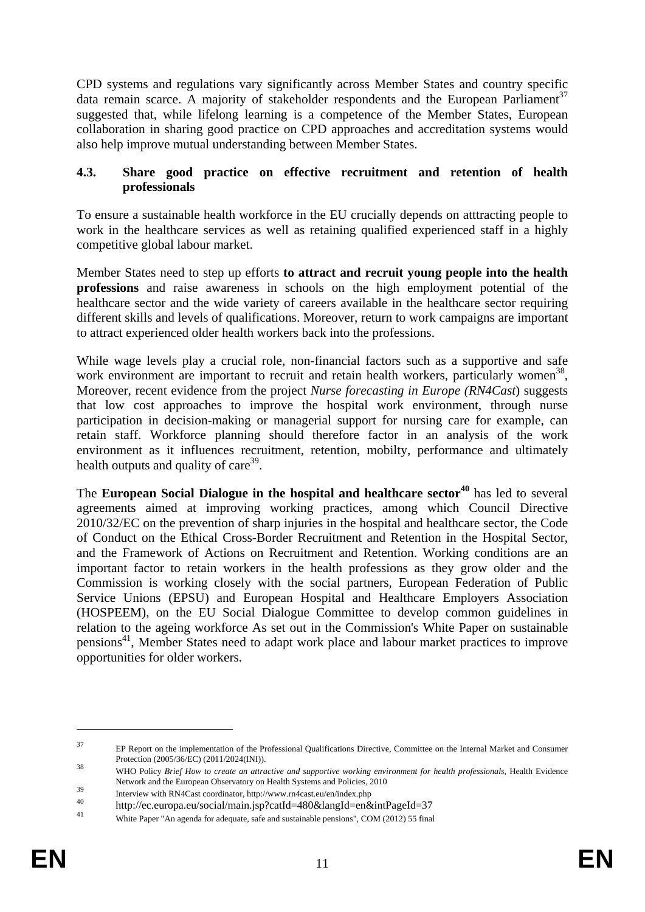CPD systems and regulations vary significantly across Member States and country specific data remain scarce. A majority of stakeholder respondents and the European Parliament[37] suggested that, while lifelong learning is a competence of the Member States, European collaboration in sharing good practice on CPD approaches and accreditation systems would also help improve mutual understanding between Member States.

### 4.3. Share good practice on effective recruitment and retention of health professionals

To ensure a sustainable health workforce in the EU crucially depends on atttracting people to work in the healthcare services as well as retaining qualified experienced staff in a highly competitive global labour market.

Member States need to step up efforts **to attract and recruit young people into the health professions** and raise awareness in schools on the high employment potential of the healthcare sector and the wide variety of careers available in the healthcare sector requiring different skills and levels of qualifications. Moreover, return to work campaigns are important to attract experienced older health workers back into the professions.

While wage levels play a crucial role, non-financial factors such as a supportive and safe work environment are important to recruit and retain health workers, particularly women[38], Moreover, recent evidence from the project *Nurse forecasting in Europe (RN4Cast*) suggests that low cost approaches to improve the hospital work environment, through nurse participation in decision-making or managerial support for nursing care for example, can retain staff. Workforce planning should therefore factor in an analysis of the work environment as it influences recruitment, retention, mobilty, performance and ultimately health outputs and quality of care[39].

The **European Social Dialogue in the hospital and healthcare sector[40]** has led to several agreements aimed at improving working practices, among which Council Directive 2010/32/EC on the prevention of sharp injuries in the hospital and healthcare sector, the Code of Conduct on the Ethical Cross-Border Recruitment and Retention in the Hospital Sector, and the Framework of Actions on Recruitment and Retention. Working conditions are an important factor to retain workers in the health professions as they grow older and the Commission is working closely with the social partners, European Federation of Public Service Unions (EPSU) and European Hospital and Healthcare Employers Association (HOSPEEM), on the EU Social Dialogue Committee to develop common guidelines in relation to the ageing workforce As set out in the Commission's White Paper on sustainable pensions[41], Member States need to adapt work place and labour market practices to improve opportunities for older workers.

---

[37] EP Report on the implementation of the Professional Qualifications Directive, Committee on the Internal Market and Consumer Protection (2005/36/EC) (2011/2024(INI)).

[38] WHO Policy *Brief How to create an attractive and supportive working environment for health professionals*, Health Evidence Network and the European Observatory on Health Systems and Policies, 2010

[39] Interview with RN4Cast coordinator, http://www.rn4cast.eu/en/index.php

[40] http://ec.europa.eu/social/main.jsp?catId=480&langId=en&intPageId=37

[41] White Paper "An agenda for adequate, safe and sustainable pensions", COM (2012) 55 final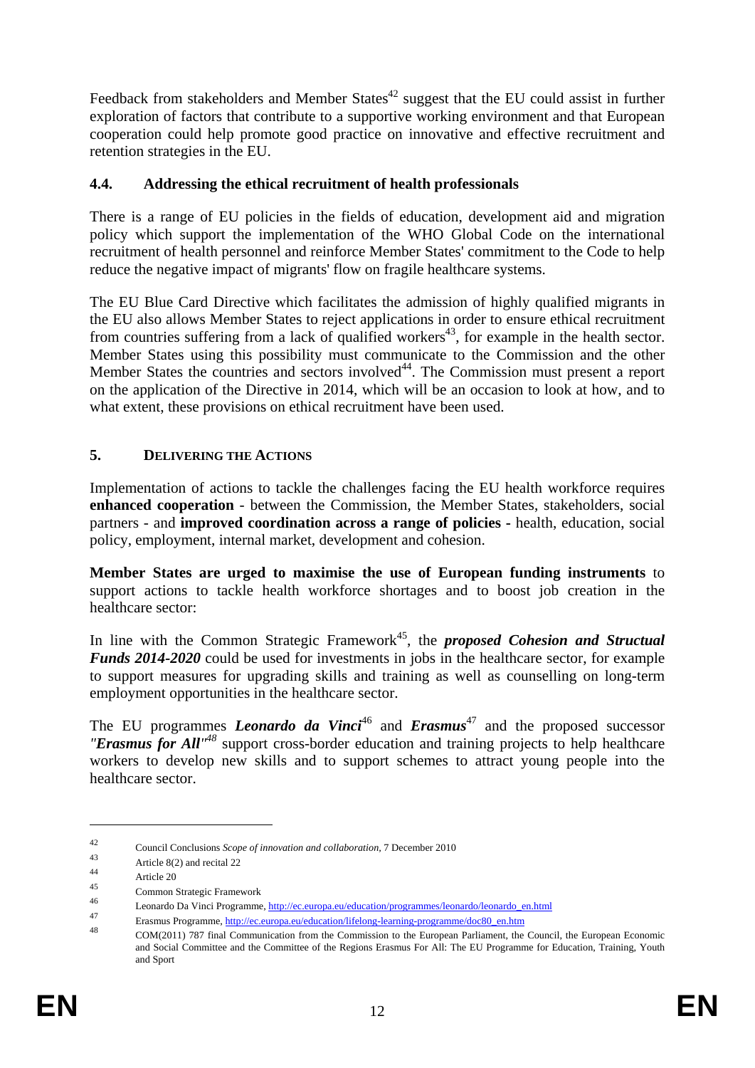Feedback from stakeholders and Member States[42] suggest that the EU could assist in further exploration of factors that contribute to a supportive working environment and that European cooperation could help promote good practice on innovative and effective recruitment and retention strategies in the EU.

### 4.4. Addressing the ethical recruitment of health professionals

There is a range of EU policies in the fields of education, development aid and migration policy which support the implementation of the WHO Global Code on the international recruitment of health personnel and reinforce Member States' commitment to the Code to help reduce the negative impact of migrants' flow on fragile healthcare systems.

The EU Blue Card Directive which facilitates the admission of highly qualified migrants in the EU also allows Member States to reject applications in order to ensure ethical recruitment from countries suffering from a lack of qualified workers[43], for example in the health sector. Member States using this possibility must communicate to the Commission and the other Member States the countries and sectors involved[44]. The Commission must present a report on the application of the Directive in 2014, which will be an occasion to look at how, and to what extent, these provisions on ethical recruitment have been used.

## 5. Delivering the Actions

Implementation of actions to tackle the challenges facing the EU health workforce requires **enhanced cooperation** - between the Commission, the Member States, stakeholders, social partners - and **improved coordination across a range of policies** - health, education, social policy, employment, internal market, development and cohesion.

**Member States are urged to maximise the use of European funding instruments** to support actions to tackle health workforce shortages and to boost job creation in the healthcare sector:

In line with the Common Strategic Framework[45], the ***proposed Cohesion and Structual Funds 2014-2020*** could be used for investments in jobs in the healthcare sector, for example to support measures for upgrading skills and training as well as counselling on long-term employment opportunities in the healthcare sector.

The EU programmes ***Leonardo da Vinci***[46] and ***Erasmus***[47] and the proposed successor ***"Erasmus for All"***[48] support cross-border education and training projects to help healthcare workers to develop new skills and to support schemes to attract young people into the healthcare sector.

---

[42] Council Conclusions *Scope of innovation and collaboration*, 7 December 2010

[43] Article 8(2) and recital 22

[44] Article 20

[45] Common Strategic Framework

[46] Leonardo Da Vinci Programme, http://ec.europa.eu/education/programmes/leonardo/leonardo_en.html

[47] Erasmus Programme, http://ec.europa.eu/education/lifelong-learning-programme/doc80_en.htm

[48] COM(2011) 787 final Communication from the Commission to the European Parliament, the Council, the European Economic and Social Committee and the Committee of the Regions Erasmus For All: The EU Programme for Education, Training, Youth and Sport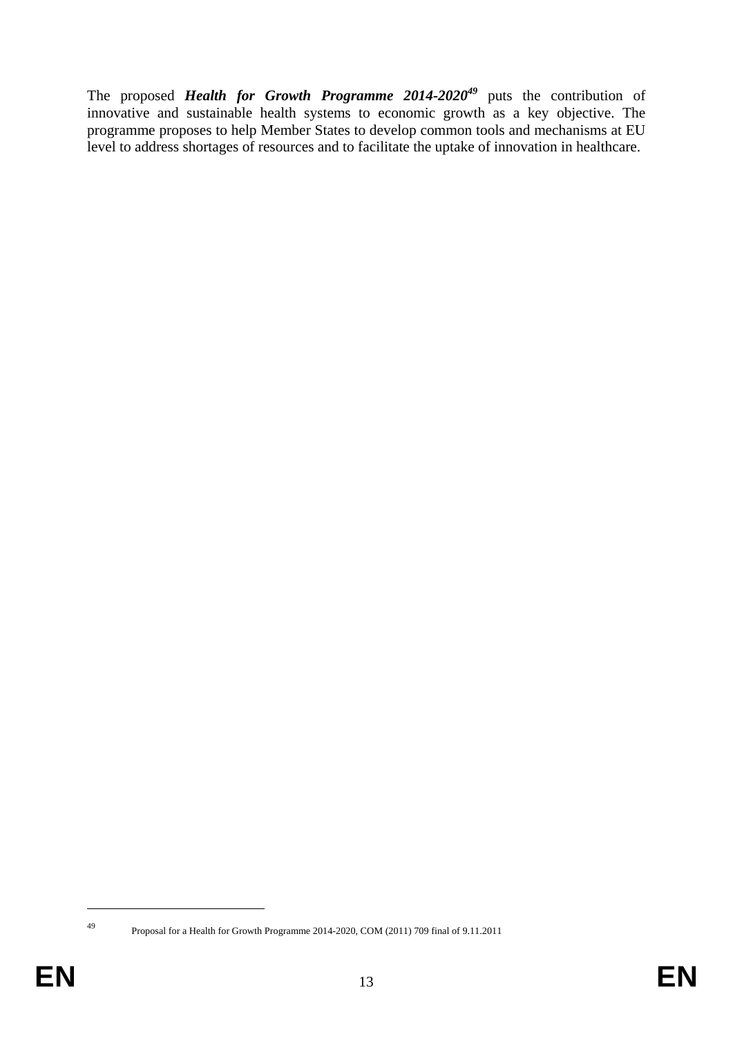The proposed ***Health for Growth Programme 2014-2020***[49] puts the contribution of innovative and sustainable health systems to economic growth as a key objective. The programme proposes to help Member States to develop common tools and mechanisms at EU level to address shortages of resources and to facilitate the uptake of innovation in healthcare.

[49] Proposal for a Health for Growth Programme 2014-2020, COM (2011) 709 final of 9.11.2011